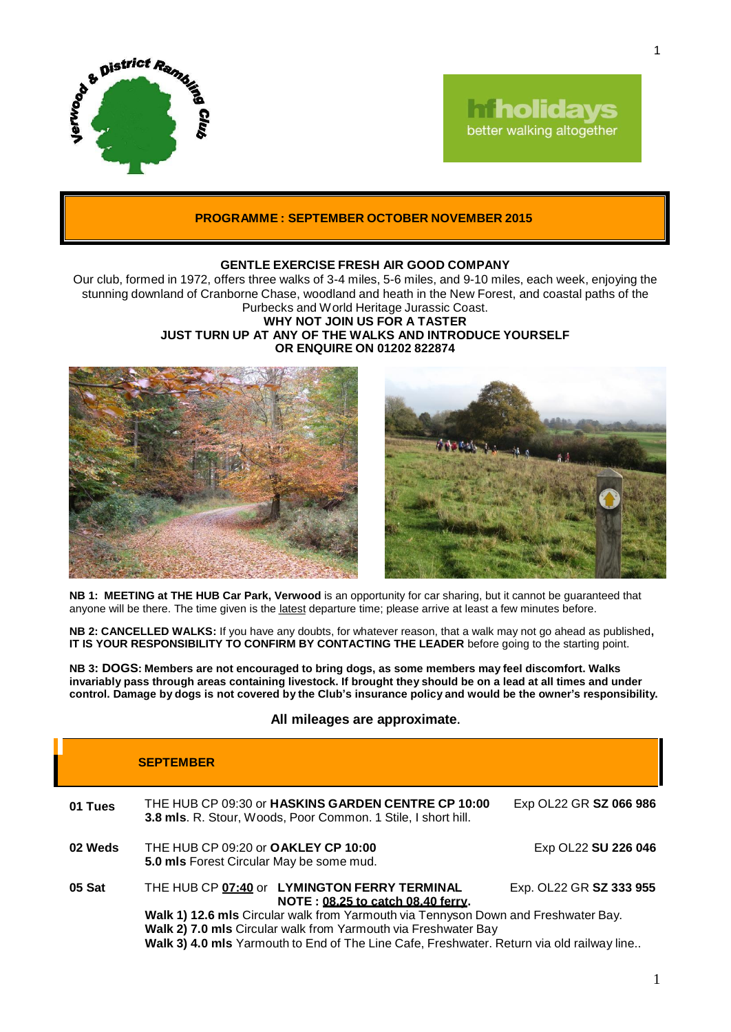Verwood & District Rambling Club

hfholidays better walking altogether

# PROGRAMME : SEPTEMBER OCTOBER NOVEMBER 2015

**GENTLE EXERCISE FRESH AIR GOOD COMPANY**

Our club, formed in 1972, offers three walks of 3-4 miles, 5-6 miles, and 9-10 miles, each week, enjoying the stunning downland of Cranborne Chase, woodland and heath in the New Forest, and coastal paths of the Purbecks and World Heritage Jurassic Coast.

**WHY NOT JOIN US FOR A TASTER**
**JUST TURN UP AT ANY OF THE WALKS AND INTRODUCE YOURSELF**
**OR ENQUIRE ON 01202 822874**

**NB 1: MEETING at THE HUB Car Park, Verwood** is an opportunity for car sharing, but it cannot be guaranteed that anyone will be there. The time given is the latest departure time; please arrive at least a few minutes before.

**NB 2: CANCELLED WALKS:** If you have any doubts, for whatever reason, that a walk may not go ahead as published**, IT IS YOUR RESPONSIBILITY TO CONFIRM BY CONTACTING THE LEADER** before going to the starting point.

**NB 3: DOGS: Members are not encouraged to bring dogs, as some members may feel discomfort. Walks invariably pass through areas containing livestock. If brought they should be on a lead at all times and under control. Damage by dogs is not covered by the Club's insurance policy and would be the owner's responsibility.**

**All mileages are approximate.**

## SEPTEMBER

**01 Tues** THE HUB CP 09:30 or **HASKINS GARDEN CENTRE CP 10:00** — Exp OL22 GR **SZ 066 986**
**3.8 mls**. R. Stour, Woods, Poor Common. 1 Stile, I short hill.

**02 Weds** THE HUB CP 09:20 or **OAKLEY CP 10:00** — Exp OL22 **SU 226 046**
**5.0 mls** Forest Circular May be some mud.

**05 Sat** THE HUB CP **07:40** or **LYMINGTON FERRY TERMINAL** — Exp. OL22 GR **SZ 333 955**
**NOTE : 08.25 to catch 08.40 ferry.**
**Walk 1) 12.6 mls** Circular walk from Yarmouth via Tennyson Down and Freshwater Bay.
**Walk 2) 7.0 mls** Circular walk from Yarmouth via Freshwater Bay
**Walk 3) 4.0 mls** Yarmouth to End of The Line Cafe, Freshwater. Return via old railway line..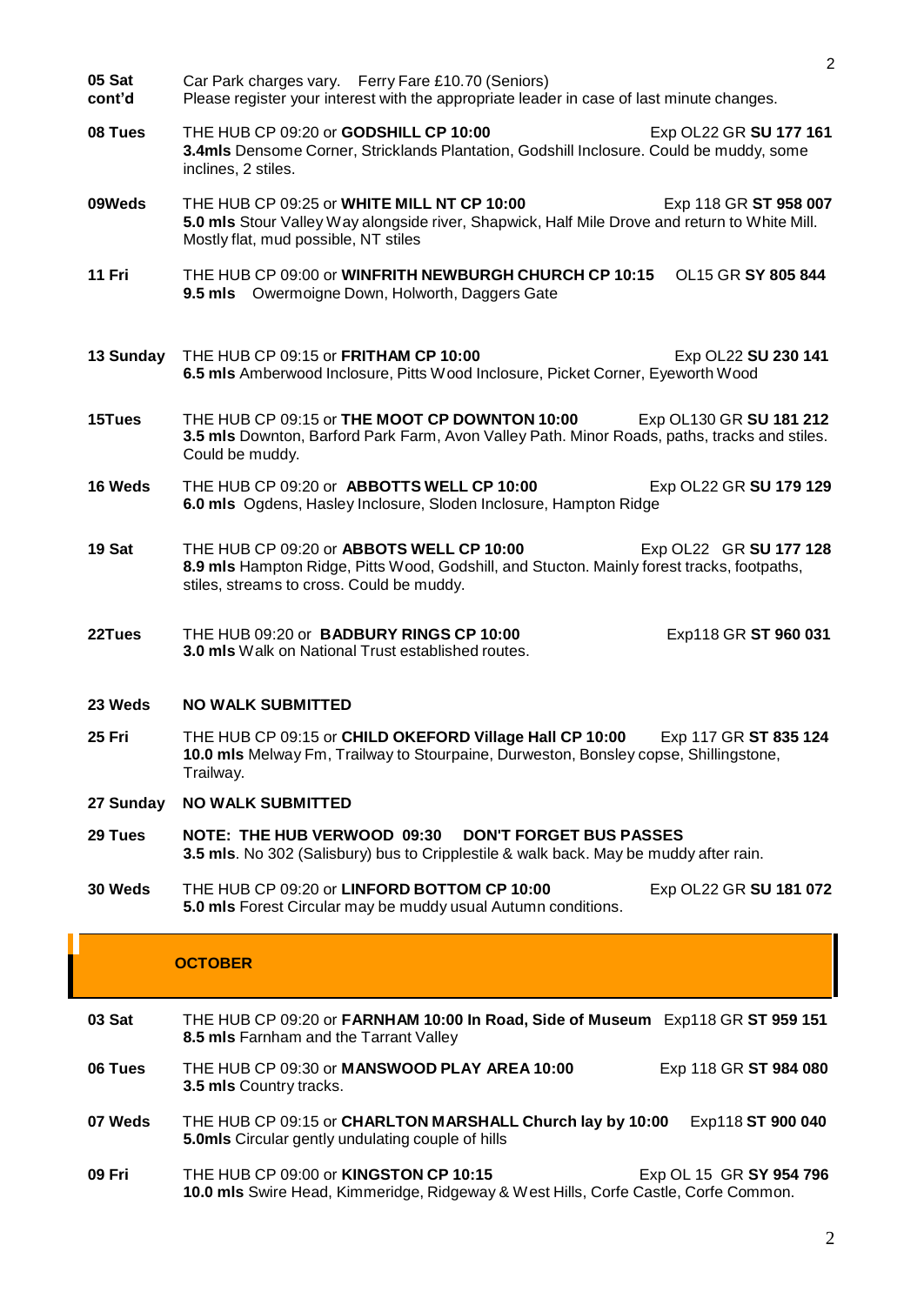| | | |
|---|---|---|
| **05 Sat cont'd** | Car Park charges vary. Ferry Fare £10.70 (Seniors)<br>Please register your interest with the appropriate leader in case of last minute changes. | |
| **08 Tues** | THE HUB CP 09:20 or **GODSHILL CP 10:00**<br>**3.4mls** Densome Corner, Stricklands Plantation, Godshill Inclosure. Could be muddy, some inclines, 2 stiles. | Exp OL22 GR **SU 177 161** |
| **09Weds** | THE HUB CP 09:25 or **WHITE MILL NT CP 10:00**<br>**5.0 mls** Stour Valley Way alongside river, Shapwick, Half Mile Drove and return to White Mill. Mostly flat, mud possible, NT stiles | Exp 118 GR **ST 958 007** |
| **11 Fri** | THE HUB CP 09:00 or **WINFRITH NEWBURGH CHURCH CP 10:15**<br>**9.5 mls** Owermoigne Down, Holworth, Daggers Gate | OL15 GR **SY 805 844** |
| **13 Sunday** | THE HUB CP 09:15 or **FRITHAM CP 10:00**<br>**6.5 mls** Amberwood Inclosure, Pitts Wood Inclosure, Picket Corner, Eyeworth Wood | Exp OL22 **SU 230 141** |
| **15Tues** | THE HUB CP 09:15 or **THE MOOT CP DOWNTON 10:00**<br>**3.5 mls** Downton, Barford Park Farm, Avon Valley Path. Minor Roads, paths, tracks and stiles. Could be muddy. | Exp OL130 GR **SU 181 212** |
| **16 Weds** | THE HUB CP 09:20 or **ABBOTTS WELL CP 10:00**<br>**6.0 mls** Ogdens, Hasley Inclosure, Sloden Inclosure, Hampton Ridge | Exp OL22 GR **SU 179 129** |
| **19 Sat** | THE HUB CP 09:20 or **ABBOTS WELL CP 10:00**<br>**8.9 mls** Hampton Ridge, Pitts Wood, Godshill, and Stucton. Mainly forest tracks, footpaths, stiles, streams to cross. Could be muddy. | Exp OL22 GR **SU 177 128** |
| **22Tues** | THE HUB 09:20 or **BADBURY RINGS CP 10:00**<br>**3.0 mls** Walk on National Trust established routes. | Exp118 GR **ST 960 031** |
| **23 Weds** | **NO WALK SUBMITTED** | |
| **25 Fri** | THE HUB CP 09:15 or **CHILD OKEFORD Village Hall CP 10:00**<br>**10.0 mls** Melway Fm, Trailway to Stourpaine, Durweston, Bonsley copse, Shillingstone, Trailway. | Exp 117 GR **ST 835 124** |
| **27 Sunday** | **NO WALK SUBMITTED** | |
| **29 Tues** | **NOTE: THE HUB VERWOOD 09:30 DON'T FORGET BUS PASSES**<br>**3.5 mls**. No 302 (Salisbury) bus to Cripplestile & walk back. May be muddy after rain. | |
| **30 Weds** | THE HUB CP 09:20 or **LINFORD BOTTOM CP 10:00**<br>**5.0 mls** Forest Circular may be muddy usual Autumn conditions. | Exp OL22 GR **SU 181 072** |

## OCTOBER

| | | |
|---|---|---|
| **03 Sat** | THE HUB CP 09:20 or **FARNHAM 10:00 In Road, Side of Museum**<br>**8.5 mls** Farnham and the Tarrant Valley | Exp118 GR **ST 959 151** |
| **06 Tues** | THE HUB CP 09:30 or **MANSWOOD PLAY AREA 10:00**<br>**3.5 mls** Country tracks. | Exp 118 GR **ST 984 080** |
| **07 Weds** | THE HUB CP 09:15 or **CHARLTON MARSHALL Church lay by 10:00**<br>**5.0mls** Circular gently undulating couple of hills | Exp118 **ST 900 040** |
| **09 Fri** | THE HUB CP 09:00 or **KINGSTON CP 10:15**<br>**10.0 mls** Swire Head, Kimmeridge, Ridgeway & West Hills, Corfe Castle, Corfe Common. | Exp OL 15 GR **SY 954 796** |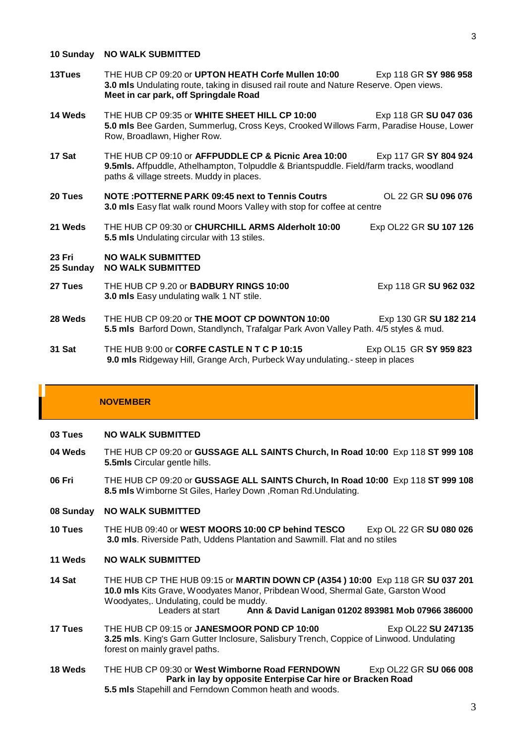**10 Sunday** **NO WALK SUBMITTED**

**13Tues** THE HUB CP 09:20 or **UPTON HEATH Corfe Mullen 10:00** Exp 118 GR **SY 986 958**
**3.0 mls** Undulating route, taking in disused rail route and Nature Reserve. Open views.
**Meet in car park, off Springdale Road**

**14 Weds** THE HUB CP 09:35 or **WHITE SHEET HILL CP 10:00** Exp 118 GR **SU 047 036**
**5.0 mls** Bee Garden, Summerlug, Cross Keys, Crooked Willows Farm, Paradise House, Lower Row, Broadlawn, Higher Row.

**17 Sat** THE HUB CP 09:10 or **AFFPUDDLE CP & Picnic Area 10:00** Exp 117 GR **SY 804 924**
**9.5mls.** Affpuddle, Athelhampton, Tolpuddle & Briantspuddle. Field/farm tracks, woodland paths & village streets. Muddy in places.

**20 Tues** **NOTE :POTTERNE PARK 09:45 next to Tennis Coutrs** OL 22 GR **SU 096 076**
**3.0 mls** Easy flat walk round Moors Valley with stop for coffee at centre

**21 Weds** THE HUB CP 09:30 or **CHURCHILL ARMS Alderholt 10:00** Exp OL22 GR **SU 107 126**
**5.5 mls** Undulating circular with 13 stiles.

**23 Fri** **NO WALK SUBMITTED**
**25 Sunday** **NO WALK SUBMITTED**

**27 Tues** THE HUB CP 9.20 or **BADBURY RINGS 10:00** Exp 118 GR **SU 962 032**
**3.0 mls** Easy undulating walk 1 NT stile.

**28 Weds** THE HUB CP 09:20 or **THE MOOT CP DOWNTON 10:00** Exp 130 GR **SU 182 214**
**5.5 mls** Barford Down, Standlynch, Trafalgar Park Avon Valley Path. 4/5 styles & mud.

**31 Sat** THE HUB 9:00 or **CORFE CASTLE N T C P 10:15** Exp OL15 GR **SY 959 823**
**9.0 mls** Ridgeway Hill, Grange Arch, Purbeck Way undulating.- steep in places

## NOVEMBER

**03 Tues** **NO WALK SUBMITTED**

**04 Weds** THE HUB CP 09:20 or **GUSSAGE ALL SAINTS Church, In Road 10:00** Exp 118 **ST 999 108**
**5.5mls** Circular gentle hills.

**06 Fri** THE HUB CP 09:20 or **GUSSAGE ALL SAINTS Church, In Road 10:00** Exp 118 **ST 999 108**
**8.5 mls** Wimborne St Giles, Harley Down ,Roman Rd.Undulating.

**08 Sunday** **NO WALK SUBMITTED**

**10 Tues** THE HUB 09:40 or **WEST MOORS 10:00 CP behind TESCO** Exp OL 22 GR **SU 080 026**
**3.0 mls**. Riverside Path, Uddens Plantation and Sawmill. Flat and no stiles

**11 Weds** **NO WALK SUBMITTED**

**14 Sat** THE HUB CP THE HUB 09:15 or **MARTIN DOWN CP (A354 ) 10:00** Exp 118 GR **SU 037 201**
**10.0 mls** Kits Grave, Woodyates Manor, Pribdean Wood, Shermal Gate, Garston Wood Woodyates,. Undulating, could be muddy.
Leaders at start **Ann & David Lanigan 01202 893981 Mob 07966 386000**

**17 Tues** THE HUB CP 09:15 or **JANESMOOR POND CP 10:00** Exp OL22 **SU 247135**
**3.25 mls**. King's Garn Gutter Inclosure, Salisbury Trench, Coppice of Linwood. Undulating forest on mainly gravel paths.

**18 Weds** THE HUB CP 09:30 or **West Wimborne Road FERNDOWN** Exp OL22 GR **SU 066 008**
**Park in lay by opposite Enterpise Car hire or Bracken Road**
**5.5 mls** Stapehill and Ferndown Common heath and woods.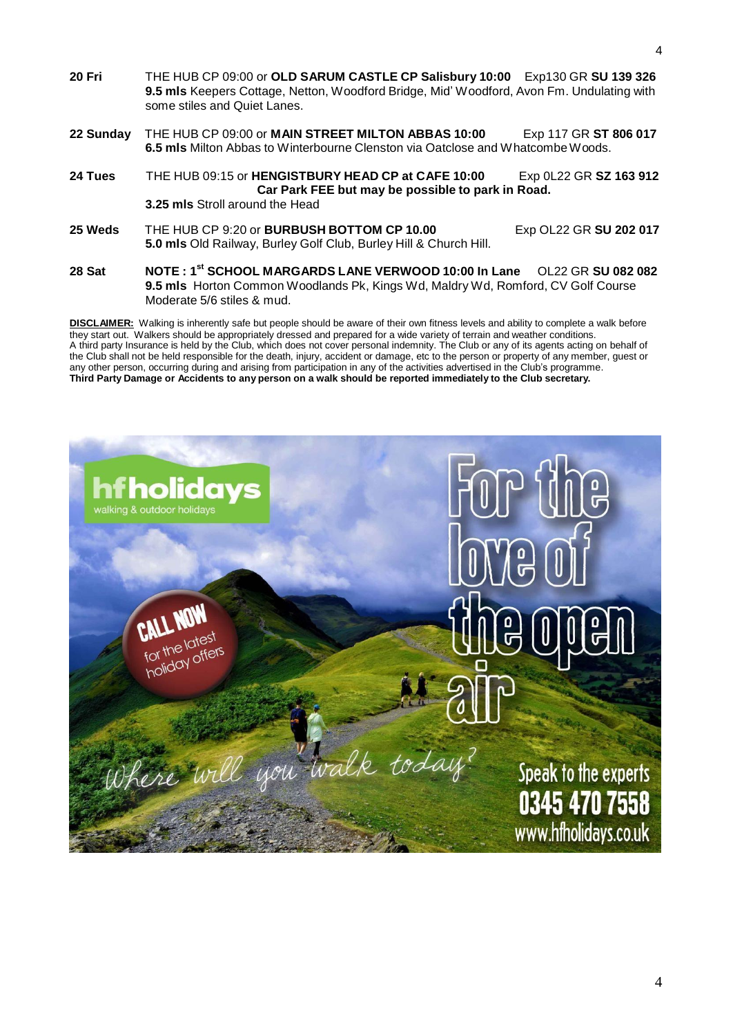**20 Fri** THE HUB CP 09:00 or **OLD SARUM CASTLE CP Salisbury 10:00** Exp130 GR **SU 139 326**
**9.5 mls** Keepers Cottage, Netton, Woodford Bridge, Mid' Woodford, Avon Fm. Undulating with some stiles and Quiet Lanes.

**22 Sunday** THE HUB CP 09:00 or **MAIN STREET MILTON ABBAS 10:00** Exp 117 GR **ST 806 017**
**6.5 mls** Milton Abbas to Winterbourne Clenston via Oatclose and Whatcombe Woods.

**24 Tues** THE HUB 09:15 or **HENGISTBURY HEAD CP at CAFE 10:00** Exp 0L22 GR **SZ 163 912**
**Car Park FEE but may be possible to park in Road.**
**3.25 mls** Stroll around the Head

**25 Weds** THE HUB CP 9:20 or **BURBUSH BOTTOM CP 10.00** Exp OL22 GR **SU 202 017**
**5.0 mls** Old Railway, Burley Golf Club, Burley Hill & Church Hill.

**28 Sat** **NOTE : 1st SCHOOL MARGARDS LANE VERWOOD 10:00 In Lane** OL22 GR **SU 082 082**
**9.5 mls** Horton Common Woodlands Pk, Kings Wd, Maldry Wd, Romford, CV Golf Course Moderate 5/6 stiles & mud.

**DISCLAIMER:** Walking is inherently safe but people should be aware of their own fitness levels and ability to complete a walk before they start out. Walkers should be appropriately dressed and prepared for a wide variety of terrain and weather conditions.
A third party Insurance is held by the Club, which does not cover personal indemnity. The Club or any of its agents acting on behalf of the Club shall not be held responsible for the death, injury, accident or damage, etc to the person or property of any member, guest or any other person, occurring during and arising from participation in any of the activities advertised in the Club's programme.
**Third Party Damage or Accidents to any person on a walk should be reported immediately to the Club secretary.**

hfholidays
walking & outdoor holidays

CALL NOW for the latest holiday offers

For the love of the open air

Where will you walk today?

Speak to the experts
0345 470 7558
www.hfholidays.co.uk